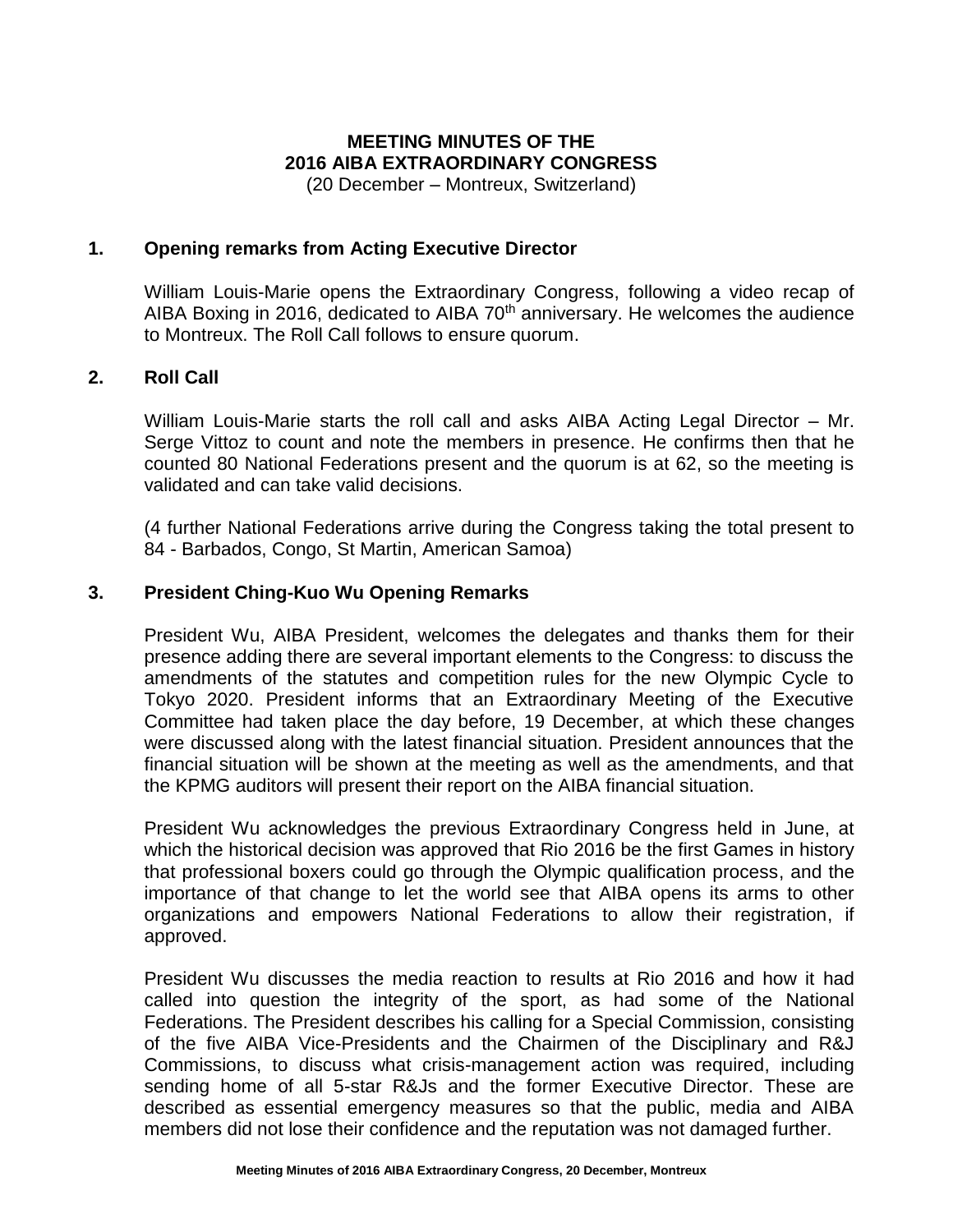# MEETING MINUTES OF THE 2016 AIBA EXTRAORDINARY CONGRESS

(20 December – Montreux, Switzerland)

## 1. Opening remarks from Acting Executive Director

William Louis-Marie opens the Extraordinary Congress, following a video recap of AIBA Boxing in 2016, dedicated to AIBA 70th anniversary. He welcomes the audience to Montreux. The Roll Call follows to ensure quorum.

## 2. Roll Call

William Louis-Marie starts the roll call and asks AIBA Acting Legal Director – Mr. Serge Vittoz to count and note the members in presence. He confirms then that he counted 80 National Federations present and the quorum is at 62, so the meeting is validated and can take valid decisions.

(4 further National Federations arrive during the Congress taking the total present to 84 - Barbados, Congo, St Martin, American Samoa)

## 3. President Ching-Kuo Wu Opening Remarks

President Wu, AIBA President, welcomes the delegates and thanks them for their presence adding there are several important elements to the Congress: to discuss the amendments of the statutes and competition rules for the new Olympic Cycle to Tokyo 2020. President informs that an Extraordinary Meeting of the Executive Committee had taken place the day before, 19 December, at which these changes were discussed along with the latest financial situation. President announces that the financial situation will be shown at the meeting as well as the amendments, and that the KPMG auditors will present their report on the AIBA financial situation.

President Wu acknowledges the previous Extraordinary Congress held in June, at which the historical decision was approved that Rio 2016 be the first Games in history that professional boxers could go through the Olympic qualification process, and the importance of that change to let the world see that AIBA opens its arms to other organizations and empowers National Federations to allow their registration, if approved.

President Wu discusses the media reaction to results at Rio 2016 and how it had called into question the integrity of the sport, as had some of the National Federations. The President describes his calling for a Special Commission, consisting of the five AIBA Vice-Presidents and the Chairmen of the Disciplinary and R&J Commissions, to discuss what crisis-management action was required, including sending home of all 5-star R&Js and the former Executive Director. These are described as essential emergency measures so that the public, media and AIBA members did not lose their confidence and the reputation was not damaged further.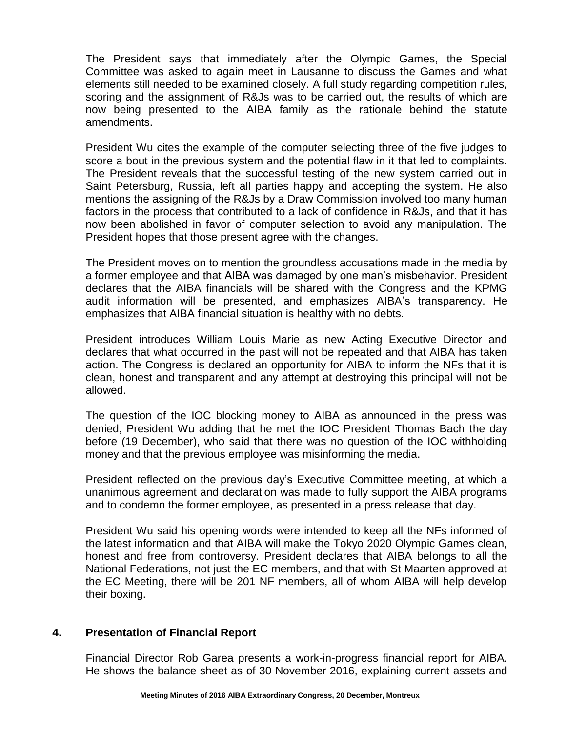The President says that immediately after the Olympic Games, the Special Committee was asked to again meet in Lausanne to discuss the Games and what elements still needed to be examined closely. A full study regarding competition rules, scoring and the assignment of R&Js was to be carried out, the results of which are now being presented to the AIBA family as the rationale behind the statute amendments.

President Wu cites the example of the computer selecting three of the five judges to score a bout in the previous system and the potential flaw in it that led to complaints. The President reveals that the successful testing of the new system carried out in Saint Petersburg, Russia, left all parties happy and accepting the system. He also mentions the assigning of the R&Js by a Draw Commission involved too many human factors in the process that contributed to a lack of confidence in R&Js, and that it has now been abolished in favor of computer selection to avoid any manipulation. The President hopes that those present agree with the changes.

The President moves on to mention the groundless accusations made in the media by a former employee and that AIBA was damaged by one man's misbehavior. President declares that the AIBA financials will be shared with the Congress and the KPMG audit information will be presented, and emphasizes AIBA's transparency. He emphasizes that AIBA financial situation is healthy with no debts.

President introduces William Louis Marie as new Acting Executive Director and declares that what occurred in the past will not be repeated and that AIBA has taken action. The Congress is declared an opportunity for AIBA to inform the NFs that it is clean, honest and transparent and any attempt at destroying this principal will not be allowed.

The question of the IOC blocking money to AIBA as announced in the press was denied, President Wu adding that he met the IOC President Thomas Bach the day before (19 December), who said that there was no question of the IOC withholding money and that the previous employee was misinforming the media.

President reflected on the previous day's Executive Committee meeting, at which a unanimous agreement and declaration was made to fully support the AIBA programs and to condemn the former employee, as presented in a press release that day.

President Wu said his opening words were intended to keep all the NFs informed of the latest information and that AIBA will make the Tokyo 2020 Olympic Games clean, honest and free from controversy. President declares that AIBA belongs to all the National Federations, not just the EC members, and that with St Maarten approved at the EC Meeting, there will be 201 NF members, all of whom AIBA will help develop their boxing.

## 4. Presentation of Financial Report

Financial Director Rob Garea presents a work-in-progress financial report for AIBA. He shows the balance sheet as of 30 November 2016, explaining current assets and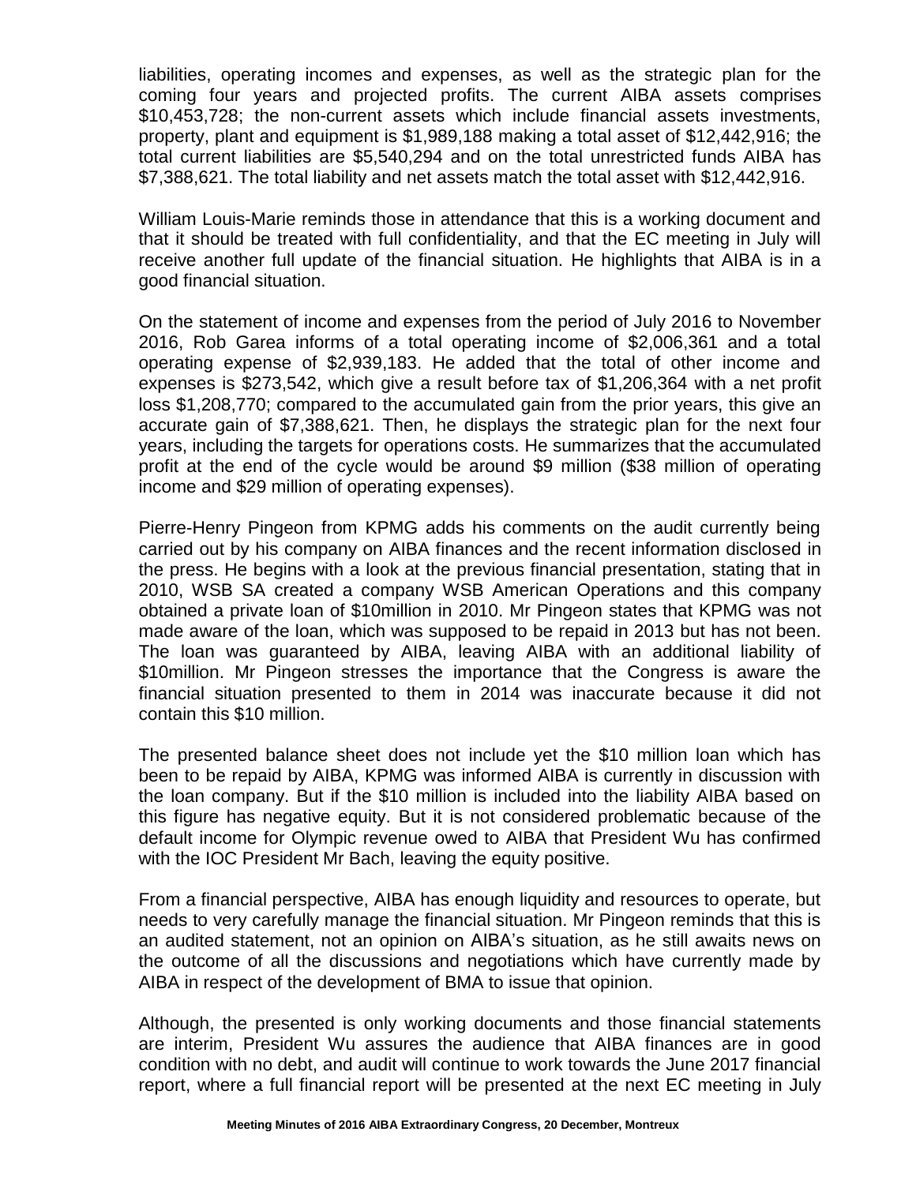liabilities, operating incomes and expenses, as well as the strategic plan for the coming four years and projected profits. The current AIBA assets comprises $10,453,728; the non-current assets which include financial assets investments, property, plant and equipment is $1,989,188 making a total asset of $12,442,916; the total current liabilities are $5,540,294 and on the total unrestricted funds AIBA has $7,388,621. The total liability and net assets match the total asset with $12,442,916.

William Louis-Marie reminds those in attendance that this is a working document and that it should be treated with full confidentiality, and that the EC meeting in July will receive another full update of the financial situation. He highlights that AIBA is in a good financial situation.

On the statement of income and expenses from the period of July 2016 to November 2016, Rob Garea informs of a total operating income of $2,006,361 and a total operating expense of $2,939,183. He added that the total of other income and expenses is $273,542, which give a result before tax of $1,206,364 with a net profit loss $1,208,770; compared to the accumulated gain from the prior years, this give an accurate gain of $7,388,621. Then, he displays the strategic plan for the next four years, including the targets for operations costs. He summarizes that the accumulated profit at the end of the cycle would be around $9 million ($38 million of operating income and $29 million of operating expenses).

Pierre-Henry Pingeon from KPMG adds his comments on the audit currently being carried out by his company on AIBA finances and the recent information disclosed in the press. He begins with a look at the previous financial presentation, stating that in 2010, WSB SA created a company WSB American Operations and this company obtained a private loan of $10million in 2010. Mr Pingeon states that KPMG was not made aware of the loan, which was supposed to be repaid in 2013 but has not been. The loan was guaranteed by AIBA, leaving AIBA with an additional liability of $10million. Mr Pingeon stresses the importance that the Congress is aware the financial situation presented to them in 2014 was inaccurate because it did not contain this $10 million.

The presented balance sheet does not include yet the $10 million loan which has been to be repaid by AIBA, KPMG was informed AIBA is currently in discussion with the loan company. But if the $10 million is included into the liability AIBA based on this figure has negative equity. But it is not considered problematic because of the default income for Olympic revenue owed to AIBA that President Wu has confirmed with the IOC President Mr Bach, leaving the equity positive.

From a financial perspective, AIBA has enough liquidity and resources to operate, but needs to very carefully manage the financial situation. Mr Pingeon reminds that this is an audited statement, not an opinion on AIBA's situation, as he still awaits news on the outcome of all the discussions and negotiations which have currently made by AIBA in respect of the development of BMA to issue that opinion.

Although, the presented is only working documents and those financial statements are interim, President Wu assures the audience that AIBA finances are in good condition with no debt, and audit will continue to work towards the June 2017 financial report, where a full financial report will be presented at the next EC meeting in July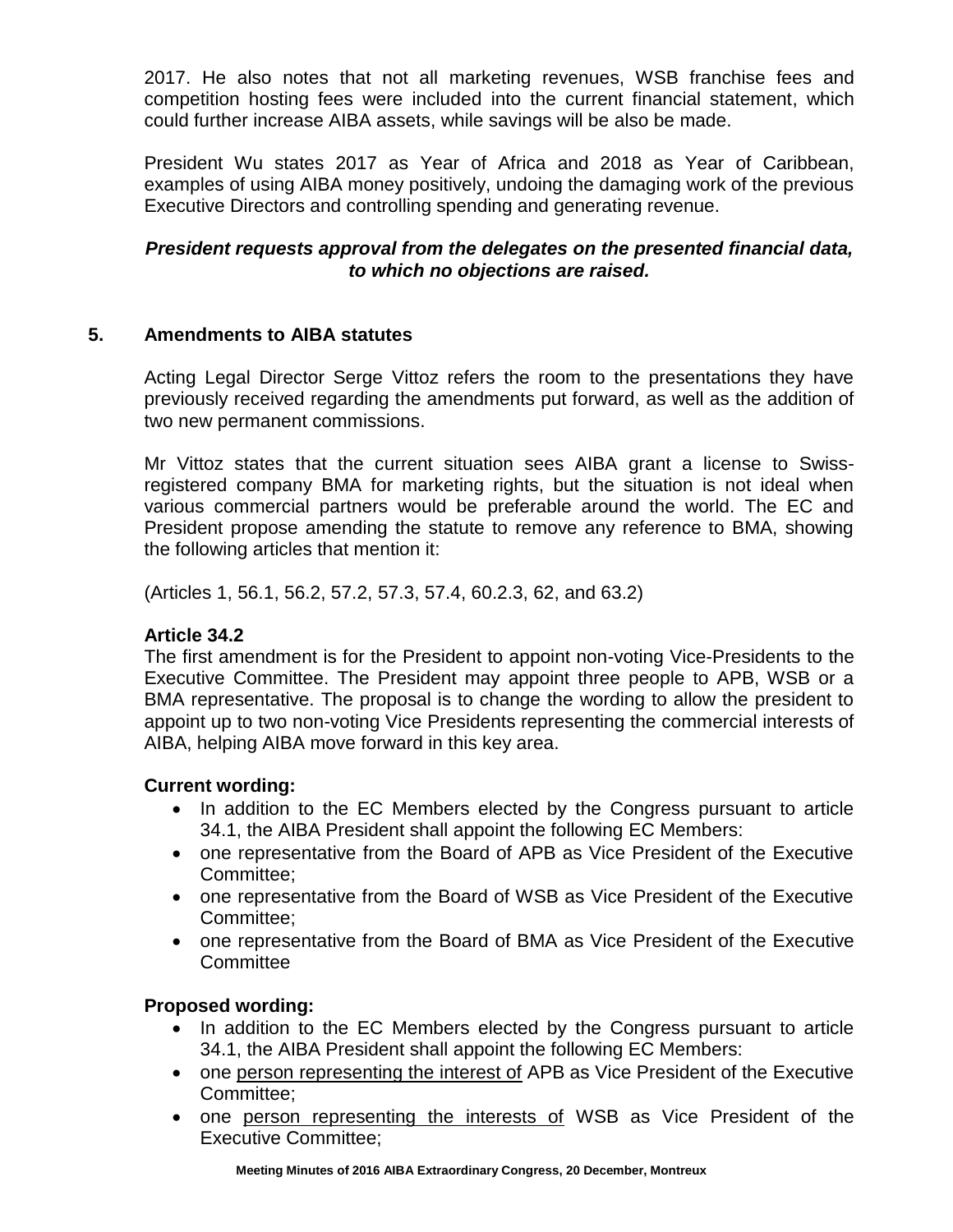2017. He also notes that not all marketing revenues, WSB franchise fees and competition hosting fees were included into the current financial statement, which could further increase AIBA assets, while savings will be also be made.

President Wu states 2017 as Year of Africa and 2018 as Year of Caribbean, examples of using AIBA money positively, undoing the damaging work of the previous Executive Directors and controlling spending and generating revenue.

***President requests approval from the delegates on the presented financial data, to which no objections are raised.***

## 5. Amendments to AIBA statutes

Acting Legal Director Serge Vittoz refers the room to the presentations they have previously received regarding the amendments put forward, as well as the addition of two new permanent commissions.

Mr Vittoz states that the current situation sees AIBA grant a license to Swiss-registered company BMA for marketing rights, but the situation is not ideal when various commercial partners would be preferable around the world. The EC and President propose amending the statute to remove any reference to BMA, showing the following articles that mention it:

(Articles 1, 56.1, 56.2, 57.2, 57.3, 57.4, 60.2.3, 62, and 63.2)

**Article 34.2**

The first amendment is for the President to appoint non-voting Vice-Presidents to the Executive Committee. The President may appoint three people to APB, WSB or a BMA representative. The proposal is to change the wording to allow the president to appoint up to two non-voting Vice Presidents representing the commercial interests of AIBA, helping AIBA move forward in this key area.

**Current wording:**

- In addition to the EC Members elected by the Congress pursuant to article 34.1, the AIBA President shall appoint the following EC Members:
- one representative from the Board of APB as Vice President of the Executive Committee;
- one representative from the Board of WSB as Vice President of the Executive Committee;
- one representative from the Board of BMA as Vice President of the Executive Committee

**Proposed wording:**

- In addition to the EC Members elected by the Congress pursuant to article 34.1, the AIBA President shall appoint the following EC Members:
- one <u>person representing the interest of</u> APB as Vice President of the Executive Committee;
- one <u>person representing the interests of</u> WSB as Vice President of the Executive Committee;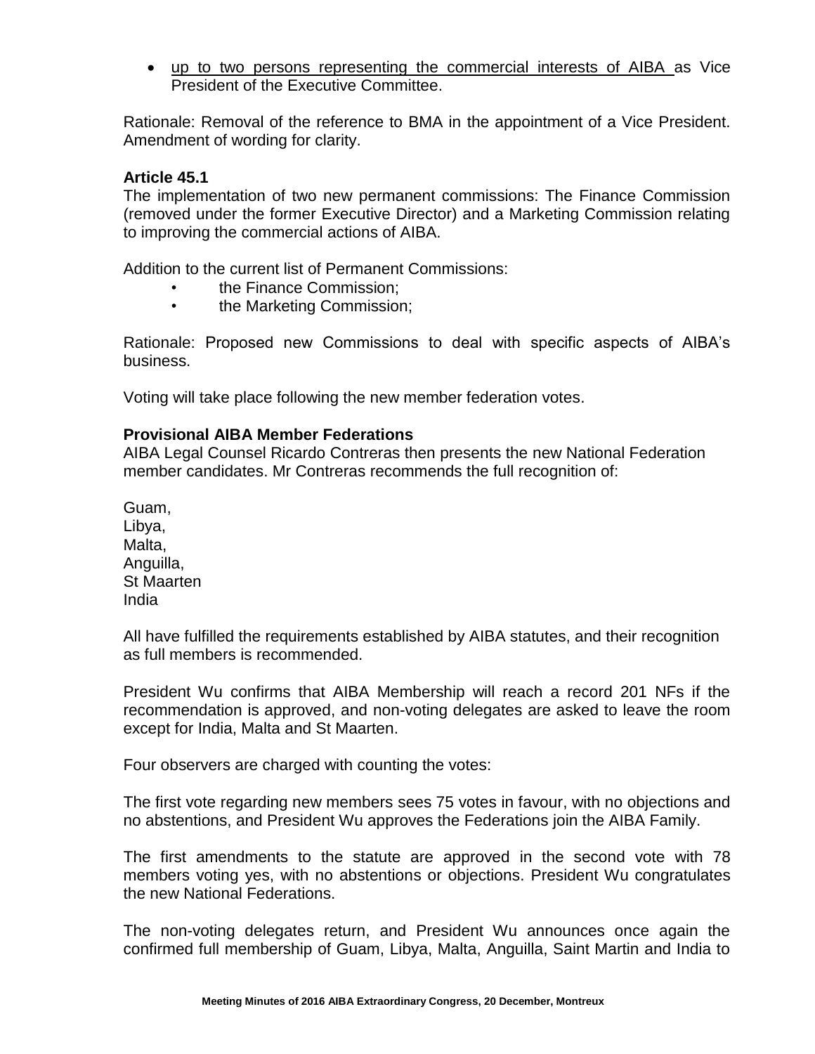- up to two persons representing the commercial interests of AIBA as Vice President of the Executive Committee.

Rationale: Removal of the reference to BMA in the appointment of a Vice President. Amendment of wording for clarity.

**Article 45.1**

The implementation of two new permanent commissions: The Finance Commission (removed under the former Executive Director) and a Marketing Commission relating to improving the commercial actions of AIBA.

Addition to the current list of Permanent Commissions:

- the Finance Commission;
- the Marketing Commission;

Rationale: Proposed new Commissions to deal with specific aspects of AIBA's business.

Voting will take place following the new member federation votes.

**Provisional AIBA Member Federations**

AIBA Legal Counsel Ricardo Contreras then presents the new National Federation member candidates. Mr Contreras recommends the full recognition of:

Guam,
Libya,
Malta,
Anguilla,
St Maarten
India

All have fulfilled the requirements established by AIBA statutes, and their recognition as full members is recommended.

President Wu confirms that AIBA Membership will reach a record 201 NFs if the recommendation is approved, and non-voting delegates are asked to leave the room except for India, Malta and St Maarten.

Four observers are charged with counting the votes:

The first vote regarding new members sees 75 votes in favour, with no objections and no abstentions, and President Wu approves the Federations join the AIBA Family.

The first amendments to the statute are approved in the second vote with 78 members voting yes, with no abstentions or objections. President Wu congratulates the new National Federations.

The non-voting delegates return, and President Wu announces once again the confirmed full membership of Guam, Libya, Malta, Anguilla, Saint Martin and India to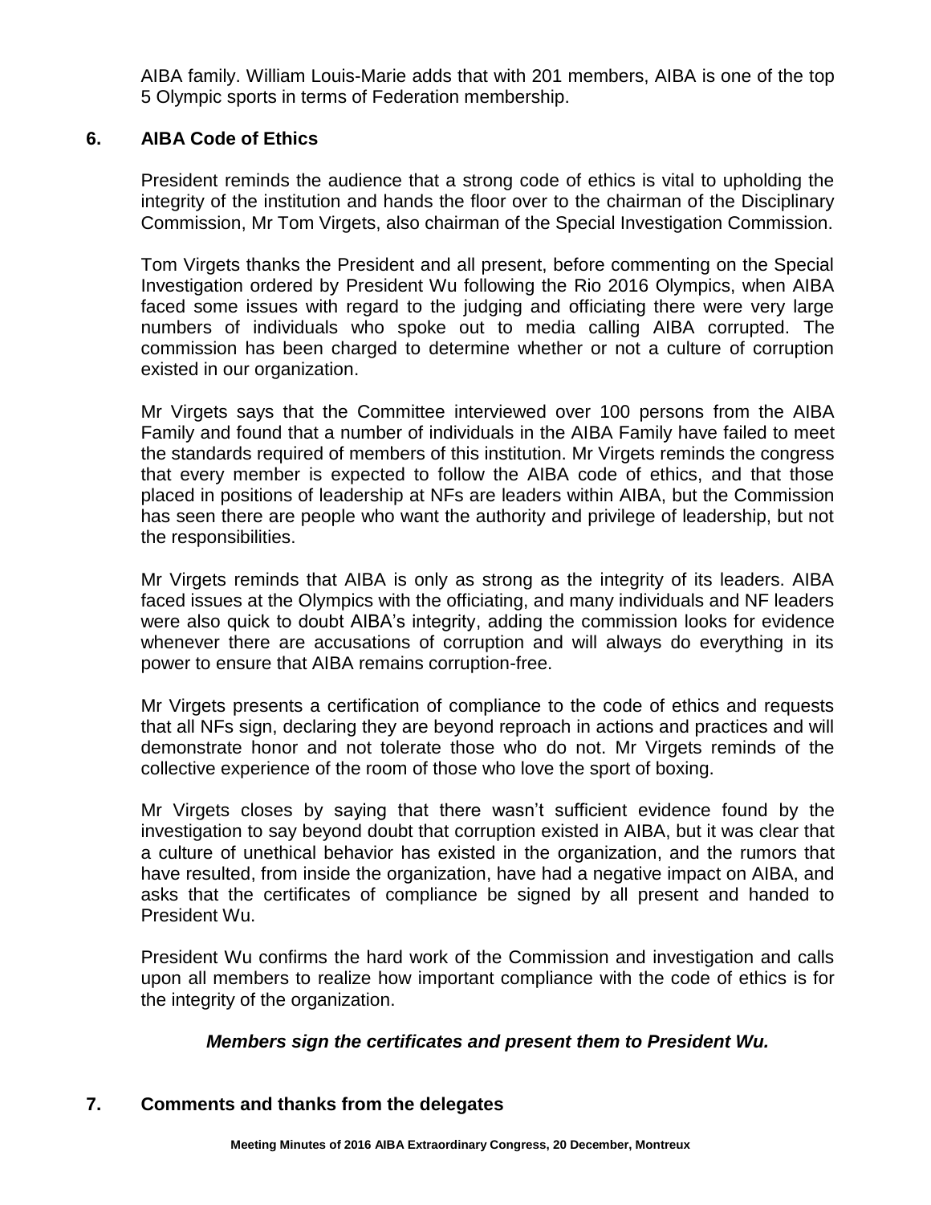AIBA family. William Louis-Marie adds that with 201 members, AIBA is one of the top 5 Olympic sports in terms of Federation membership.

## 6. AIBA Code of Ethics

President reminds the audience that a strong code of ethics is vital to upholding the integrity of the institution and hands the floor over to the chairman of the Disciplinary Commission, Mr Tom Virgets, also chairman of the Special Investigation Commission.

Tom Virgets thanks the President and all present, before commenting on the Special Investigation ordered by President Wu following the Rio 2016 Olympics, when AIBA faced some issues with regard to the judging and officiating there were very large numbers of individuals who spoke out to media calling AIBA corrupted. The commission has been charged to determine whether or not a culture of corruption existed in our organization.

Mr Virgets says that the Committee interviewed over 100 persons from the AIBA Family and found that a number of individuals in the AIBA Family have failed to meet the standards required of members of this institution. Mr Virgets reminds the congress that every member is expected to follow the AIBA code of ethics, and that those placed in positions of leadership at NFs are leaders within AIBA, but the Commission has seen there are people who want the authority and privilege of leadership, but not the responsibilities.

Mr Virgets reminds that AIBA is only as strong as the integrity of its leaders. AIBA faced issues at the Olympics with the officiating, and many individuals and NF leaders were also quick to doubt AIBA's integrity, adding the commission looks for evidence whenever there are accusations of corruption and will always do everything in its power to ensure that AIBA remains corruption-free.

Mr Virgets presents a certification of compliance to the code of ethics and requests that all NFs sign, declaring they are beyond reproach in actions and practices and will demonstrate honor and not tolerate those who do not. Mr Virgets reminds of the collective experience of the room of those who love the sport of boxing.

Mr Virgets closes by saying that there wasn't sufficient evidence found by the investigation to say beyond doubt that corruption existed in AIBA, but it was clear that a culture of unethical behavior has existed in the organization, and the rumors that have resulted, from inside the organization, have had a negative impact on AIBA, and asks that the certificates of compliance be signed by all present and handed to President Wu.

President Wu confirms the hard work of the Commission and investigation and calls upon all members to realize how important compliance with the code of ethics is for the integrity of the organization.

***Members sign the certificates and present them to President Wu.***

## 7. Comments and thanks from the delegates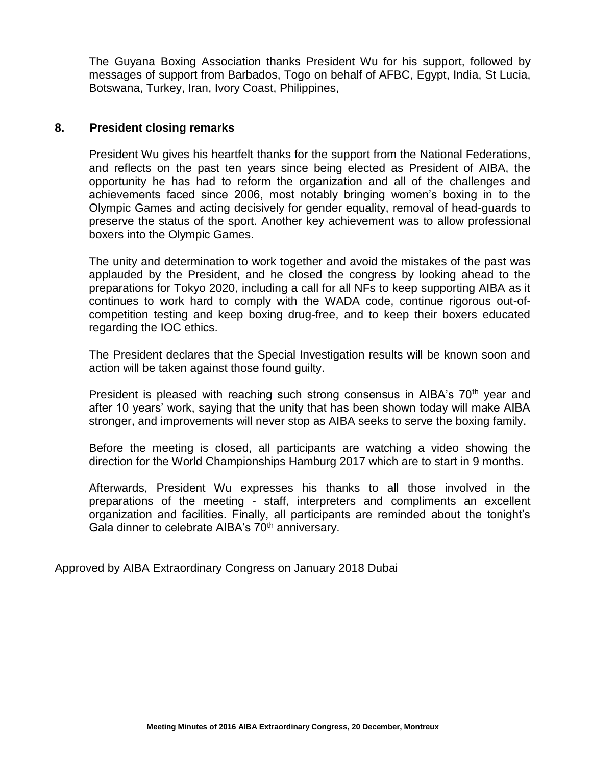The Guyana Boxing Association thanks President Wu for his support, followed by messages of support from Barbados, Togo on behalf of AFBC, Egypt, India, St Lucia, Botswana, Turkey, Iran, Ivory Coast, Philippines,

## 8. President closing remarks

President Wu gives his heartfelt thanks for the support from the National Federations, and reflects on the past ten years since being elected as President of AIBA, the opportunity he has had to reform the organization and all of the challenges and achievements faced since 2006, most notably bringing women's boxing in to the Olympic Games and acting decisively for gender equality, removal of head-guards to preserve the status of the sport. Another key achievement was to allow professional boxers into the Olympic Games.

The unity and determination to work together and avoid the mistakes of the past was applauded by the President, and he closed the congress by looking ahead to the preparations for Tokyo 2020, including a call for all NFs to keep supporting AIBA as it continues to work hard to comply with the WADA code, continue rigorous out-of-competition testing and keep boxing drug-free, and to keep their boxers educated regarding the IOC ethics.

The President declares that the Special Investigation results will be known soon and action will be taken against those found guilty.

President is pleased with reaching such strong consensus in AIBA's 70th year and after 10 years' work, saying that the unity that has been shown today will make AIBA stronger, and improvements will never stop as AIBA seeks to serve the boxing family.

Before the meeting is closed, all participants are watching a video showing the direction for the World Championships Hamburg 2017 which are to start in 9 months.

Afterwards, President Wu expresses his thanks to all those involved in the preparations of the meeting - staff, interpreters and compliments an excellent organization and facilities. Finally, all participants are reminded about the tonight's Gala dinner to celebrate AIBA's 70th anniversary.

Approved by AIBA Extraordinary Congress on January 2018 Dubai